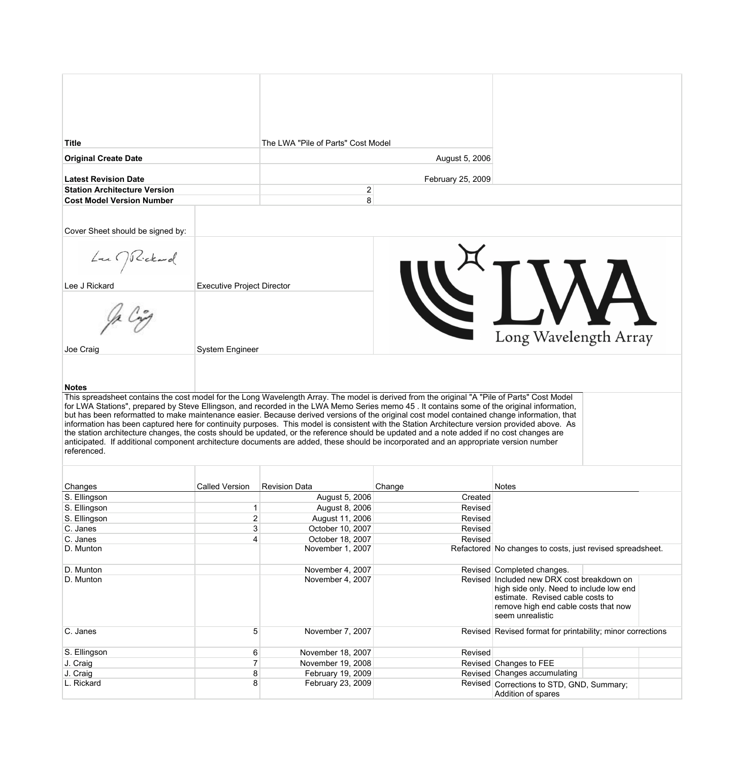| | |
|---|---|
| **Title** | The LWA "Pile of Parts" Cost Model |
| **Original Create Date** | August 5, 2006 |
| **Latest Revision Date** | February 25, 2009 |
| **Station Architecture Version** | 2 |
| **Cost Model Version Number** | 8 |

Cover Sheet should be signed by:

| Name | Role |
|---|---|
| Lee J Rickard | Executive Project Director |
| Joe Craig | System Engineer |

LWA
Long Wavelength Array

**Notes**

This spreadsheet contains the cost model for the Long Wavelength Array. The model is derived from the original "A "Pile of Parts" Cost Model for LWA Stations", prepared by Steve Ellingson, and recorded in the LWA Memo Series memo 45 . It contains some of the original information, but has been reformatted to make maintenance easier. Because derived versions of the original cost model contained change information, that information has been captured here for continuity purposes. This model is consistent with the Station Architecture version provided above. As the station architecture changes, the costs should be updated, or the reference should be updated and a note added if no cost changes are anticipated. If additional component architecture documents are added, these should be incorporated and an appropriate version number referenced.

| Changes | Called Version | Revision Data | Change | Notes |
|---|---|---|---|---|
| S. Ellingson | | August 5, 2006 | Created | |
| S. Ellingson | 1 | August 8, 2006 | Revised | |
| S. Ellingson | 2 | August 11, 2006 | Revised | |
| C. Janes | 3 | October 10, 2007 | Revised | |
| C. Janes | 4 | October 18, 2007 | Revised | |
| D. Munton | | November 1, 2007 | Refactored | No changes to costs, just revised spreadsheet. |
| D. Munton | | November 4, 2007 | Revised | Completed changes. |
| D. Munton | | November 4, 2007 | Revised | Included new DRX cost breakdown on high side only. Need to include low end estimate. Revised cable costs to remove high end cable costs that now seem unrealistic |
| C. Janes | 5 | November 7, 2007 | Revised | Revised format for printability; minor corrections |
| S. Ellingson | 6 | November 18, 2007 | Revised | |
| J. Craig | 7 | November 19, 2008 | Revised | Changes to FEE |
| J. Craig | 8 | February 19, 2009 | Revised | Changes accumulating |
| L. Rickard | 8 | February 23, 2009 | Revised | Corrections to STD, GND, Summary; Addition of spares |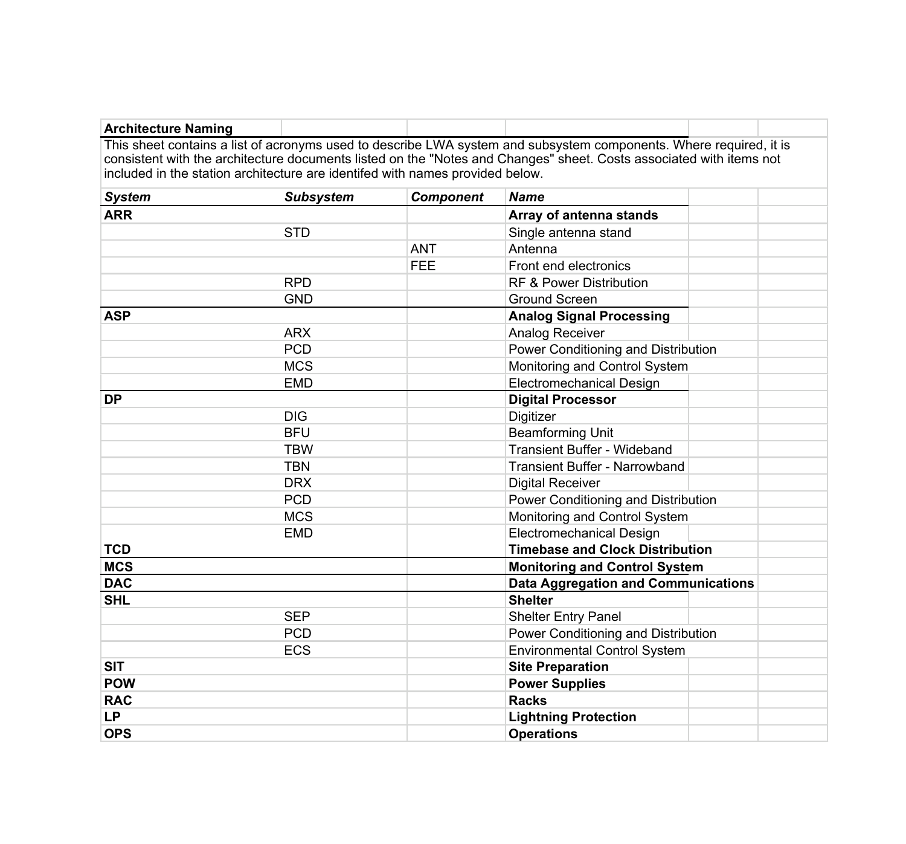## Architecture Naming

This sheet contains a list of acronyms used to describe LWA system and subsystem components. Where required, it is consistent with the architecture documents listed on the "Notes and Changes" sheet. Costs associated with items not included in the station architecture are identifed with names provided below.

| *System* | *Subsystem* | *Component* | *Name* |
|---|---|---|---|
| **ARR** | | | **Array of antenna stands** |
| | STD | | Single antenna stand |
| | | ANT | Antenna |
| | | FEE | Front end electronics |
| | RPD | | RF & Power Distribution |
| | GND | | Ground Screen |
| **ASP** | | | **Analog Signal Processing** |
| | ARX | | Analog Receiver |
| | PCD | | Power Conditioning and Distribution |
| | MCS | | Monitoring and Control System |
| | EMD | | Electromechanical Design |
| **DP** | | | **Digital Processor** |
| | DIG | | Digitizer |
| | BFU | | Beamforming Unit |
| | TBW | | Transient Buffer - Wideband |
| | TBN | | Transient Buffer - Narrowband |
| | DRX | | Digital Receiver |
| | PCD | | Power Conditioning and Distribution |
| | MCS | | Monitoring and Control System |
| | EMD | | Electromechanical Design |
| **TCD** | | | **Timebase and Clock Distribution** |
| **MCS** | | | **Monitoring and Control System** |
| **DAC** | | | **Data Aggregation and Communications** |
| **SHL** | | | **Shelter** |
| | SEP | | Shelter Entry Panel |
| | PCD | | Power Conditioning and Distribution |
| | ECS | | Environmental Control System |
| **SIT** | | | **Site Preparation** |
| **POW** | | | **Power Supplies** |
| **RAC** | | | **Racks** |
| **LP** | | | **Lightning Protection** |
| **OPS** | | | **Operations** |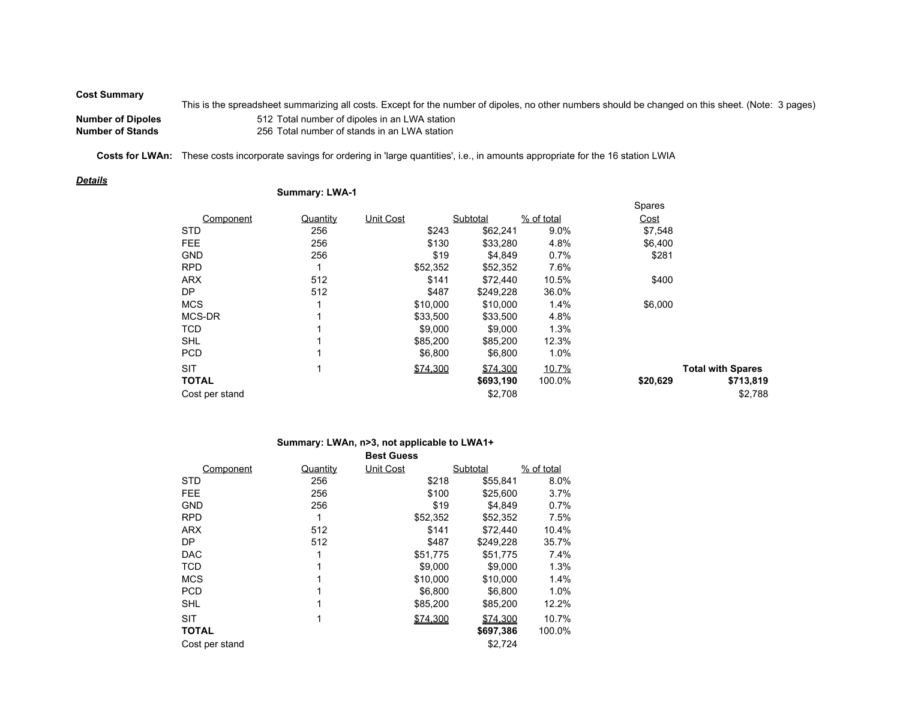**Cost Summary**

This is the spreadsheet summarizing all costs. Except for the number of dipoles, no other numbers should be changed on this sheet. (Note: 3 pages)

**Number of Dipoles** 512 Total number of dipoles in an LWA station

**Number of Stands** 256 Total number of stands in an LWA station

**Costs for LWAn:** These costs incorporate savings for ordering in 'large quantities', i.e., in amounts appropriate for the 16 station LWIA

***Details***

**Summary: LWA-1**

| Component | Quantity | Unit Cost | Subtotal | % of total | Spares Cost | |
|---|---|---|---|---|---|---|
| STD | 256 | $243 | $62,241 | 9.0% | $7,548 | |
| FEE | 256 | $130 | $33,280 | 4.8% | $6,400 | |
| GND | 256 | $19 | $4,849 | 0.7% | $281 | |
| RPD | 1 | $52,352 | $52,352 | 7.6% | | |
| ARX | 512 | $141 | $72,440 | 10.5% | $400 | |
| DP | 512 | $487 | $249,228 | 36.0% | | |
| MCS | 1 | $10,000 | $10,000 | 1.4% | $6,000 | |
| MCS-DR | 1 | $33,500 | $33,500 | 4.8% | | |
| TCD | 1 | $9,000 | $9,000 | 1.3% | | |
| SHL | 1 | $85,200 | $85,200 | 12.3% | | |
| PCD | 1 | $6,800 | $6,800 | 1.0% | | |
| SIT | 1 | $74,300 | $74,300 | 10.7% | | **Total with Spares** |
| **TOTAL** | | | **$693,190** | 100.0% | **$20,629** | **$713,819** |
| Cost per stand | | | $2,708 | | | $2,788 |

**Summary: LWAn, n>3, not applicable to LWA1+**

| Component | Quantity | Best Guess Unit Cost | Subtotal | % of total |
|---|---|---|---|---|
| STD | 256 | $218 | $55,841 | 8.0% |
| FEE | 256 | $100 | $25,600 | 3.7% |
| GND | 256 | $19 | $4,849 | 0.7% |
| RPD | 1 | $52,352 | $52,352 | 7.5% |
| ARX | 512 | $141 | $72,440 | 10.4% |
| DP | 512 | $487 | $249,228 | 35.7% |
| DAC | 1 | $51,775 | $51,775 | 7.4% |
| TCD | 1 | $9,000 | $9,000 | 1.3% |
| MCS | 1 | $10,000 | $10,000 | 1.4% |
| PCD | 1 | $6,800 | $6,800 | 1.0% |
| SHL | 1 | $85,200 | $85,200 | 12.2% |
| SIT | 1 | $74,300 | $74,300 | 10.7% |
| **TOTAL** | | | **$697,386** | 100.0% |
| Cost per stand | | | $2,724 | |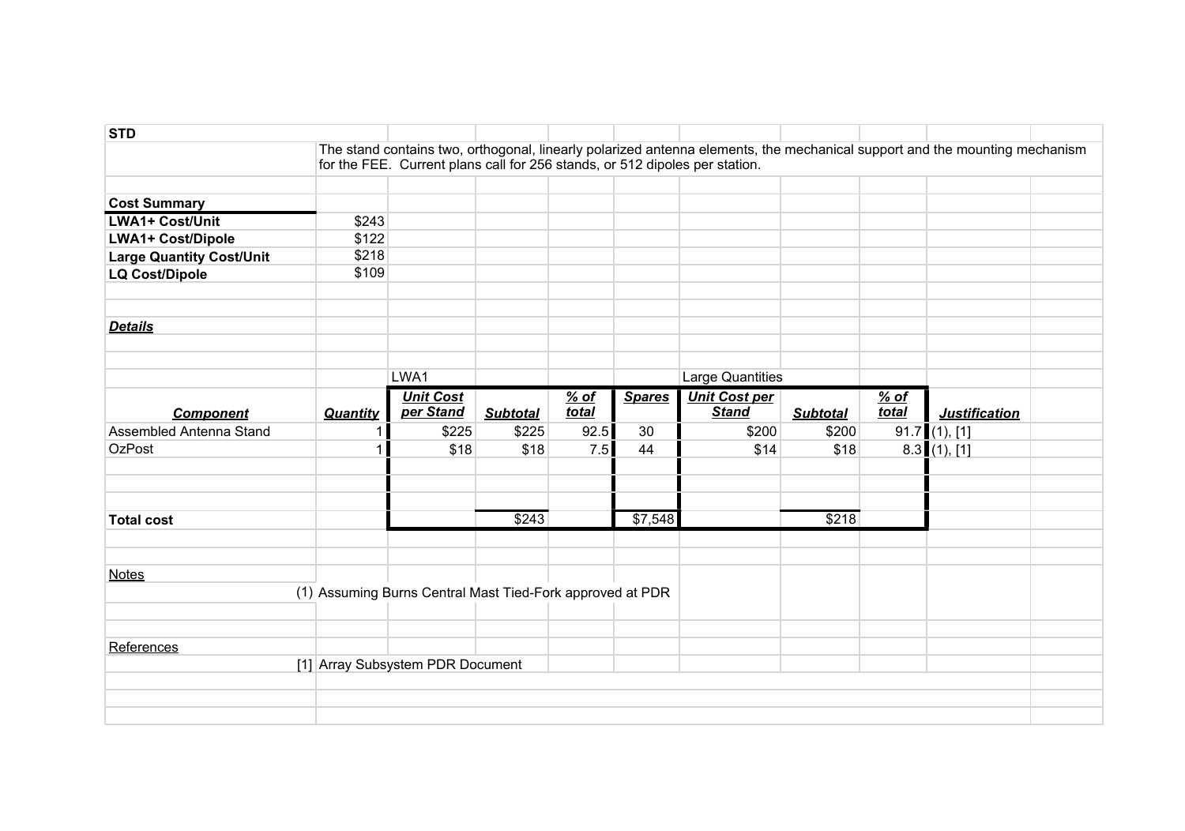**STD**

The stand contains two, orthogonal, linearly polarized antenna elements, the mechanical support and the mounting mechanism for the FEE. Current plans call for 256 stands, or 512 dipoles per station.

**Cost Summary**

| | |
|---|---|
| **LWA1+ Cost/Unit** | $243 |
| **LWA1+ Cost/Dipole** | $122 |
| **Large Quantity Cost/Unit** | $218 |
| **LQ Cost/Dipole** | $109 |

***Details***

| | | LWA1 | | | | Large Quantities | | | |
|---|---|---|---|---|---|---|---|---|---|
| ***Component*** | ***Quantity*** | ***Unit Cost per Stand*** | ***Subtotal*** | ***% of total*** | ***Spares*** | ***Unit Cost per Stand*** | ***Subtotal*** | ***% of total*** | ***Justification*** |
| Assembled Antenna Stand | 1 | $225 | $225 | 92.5 | 30 | $200 | $200 | 91.7 | (1), [1] |
| OzPost | 1 | $18 | $18 | 7.5 | 44 | $14 | $18 | 8.3 | (1), [1] |
| **Total cost** | | | $243 | | $7,548 | | $218 | | |

Notes

(1) Assuming Burns Central Mast Tied-Fork approved at PDR

References

[1] Array Subsystem PDR Document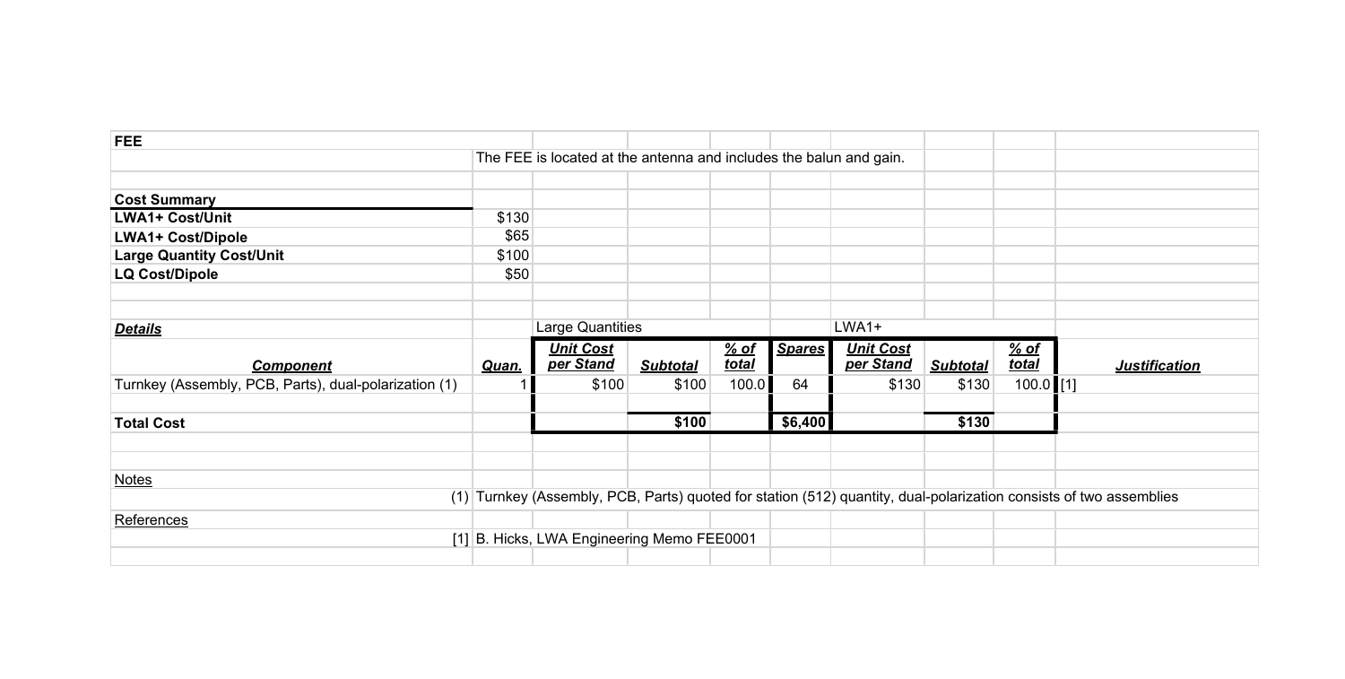**FEE**

The FEE is located at the antenna and includes the balun and gain.

**Cost Summary**

| | |
|---|---|
| **LWA1+ Cost/Unit** | $130 |
| **LWA1+ Cost/Dipole** | $65 |
| **Large Quantity Cost/Unit** | $100 |
| **LQ Cost/Dipole** | $50 |

| ***Details*** | | Large Quantities | | | | LWA1+ | | | |
|---|---|---|---|---|---|---|---|---|---|
| ***Component*** | ***Quan.*** | ***Unit Cost per Stand*** | ***Subtotal*** | ***% of total*** | ***Spares*** | ***Unit Cost per Stand*** | ***Subtotal*** | ***% of total*** | ***Justification*** |
| Turnkey (Assembly, PCB, Parts), dual-polarization (1) | 1 | $100 | $100 | 100.0 | 64 | $130 | $130 | 100.0 | [1] |
| **Total Cost** | | | **$100** | | **$6,400** | | **$130** | | |

Notes

(1) Turnkey (Assembly, PCB, Parts) quoted for station (512) quantity, dual-polarization consists of two assemblies

References

[1] B. Hicks, LWA Engineering Memo FEE0001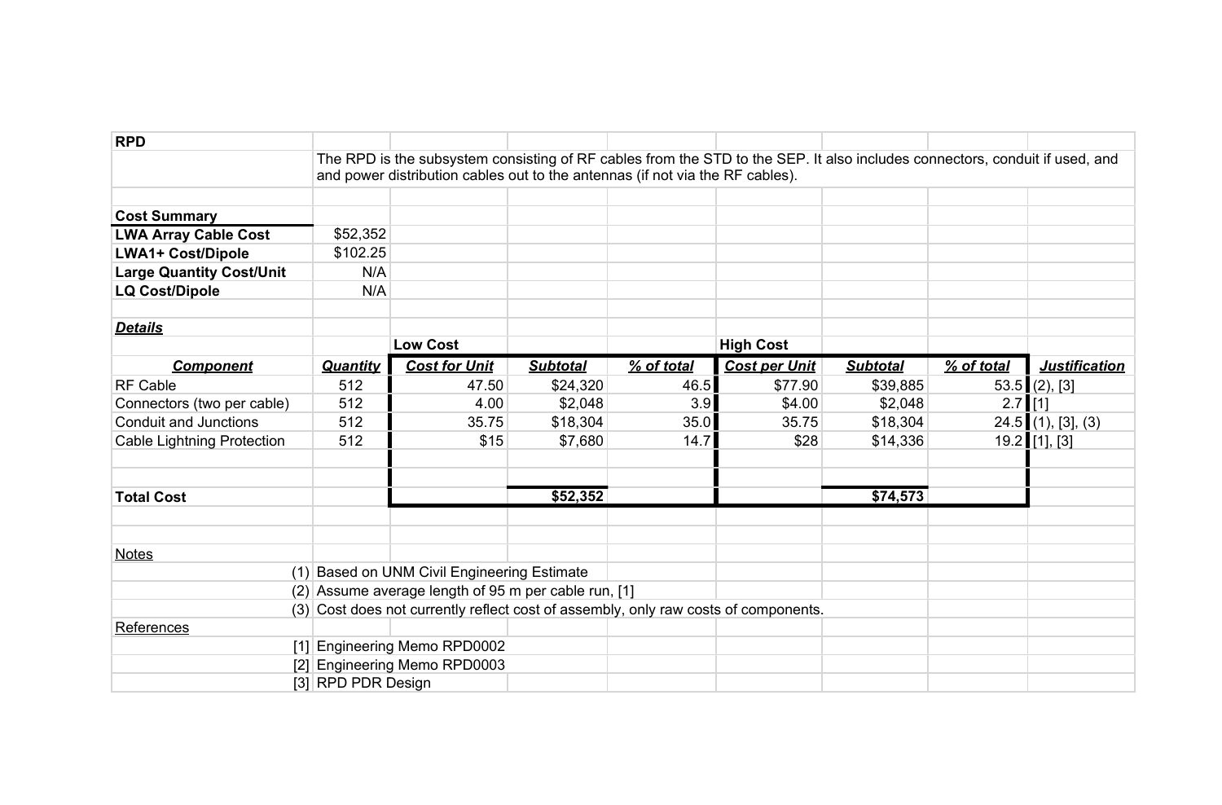**RPD**

The RPD is the subsystem consisting of RF cables from the STD to the SEP. It also includes connectors, conduit if used, and and power distribution cables out to the antennas (if not via the RF cables).

**Cost Summary**

| | |
|---|---|
| **LWA Array Cable Cost** | $52,352 |
| **LWA1+ Cost/Dipole** | $102.25 |
| **Large Quantity Cost/Unit** | N/A |
| **LQ Cost/Dipole** | N/A |

***Details***

| | | **Low Cost** | | | **High Cost** | | | |
|---|---|---|---|---|---|---|---|---|
| ***Component*** | ***Quantity*** | ***Cost for Unit*** | ***Subtotal*** | ***% of total*** | ***Cost per Unit*** | ***Subtotal*** | ***% of total*** | ***Justification*** |
| RF Cable | 512 | 47.50 | $24,320 | 46.5 | $77.90 | $39,885 | 53.5 | (2), [3] |
| Connectors (two per cable) | 512 | 4.00 | $2,048 | 3.9 | $4.00 | $2,048 | 2.7 | [1] |
| Conduit and Junctions | 512 | 35.75 | $18,304 | 35.0 | 35.75 | $18,304 | 24.5 | (1), [3], (3) |
| Cable Lightning Protection | 512 | $15 | $7,680 | 14.7 | $28 | $14,336 | 19.2 | [1], [3] |
| **Total Cost** | | | **$52,352** | | | **$74,573** | | |

Notes

(1) Based on UNM Civil Engineering Estimate

(2) Assume average length of 95 m per cable run, [1]

(3) Cost does not currently reflect cost of assembly, only raw costs of components.

References

[1] Engineering Memo RPD0002

[2] Engineering Memo RPD0003

[3] RPD PDR Design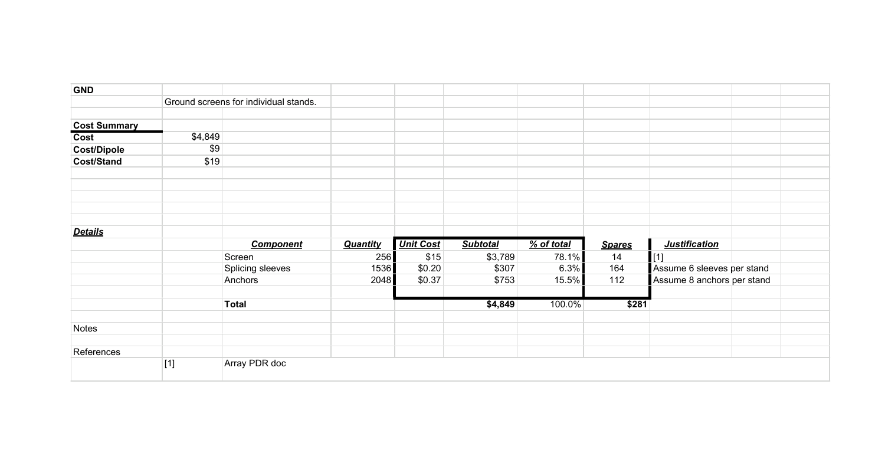## GND

Ground screens for individual stands.

**Cost Summary**

| | |
|---|---|
| **Cost** | $4,849 |
| **Cost/Dipole** | $9 |
| **Cost/Stand** | $19 |

***Details***

| Component | Quantity | Unit Cost | Subtotal | % of total | Spares | Justification |
|---|---|---|---|---|---|---|
| Screen | 256 | $15 | $3,789 | 78.1% | 14 | [1] |
| Splicing sleeves | 1536 | $0.20 | $307 | 6.3% | 164 | Assume 6 sleeves per stand |
| Anchors | 2048 | $0.37 | $753 | 15.5% | 112 | Assume 8 anchors per stand |
| | | | | | | |
| **Total** | | | **$4,849** | 100.0% | **$281** | |

Notes

References

[1] Array PDR doc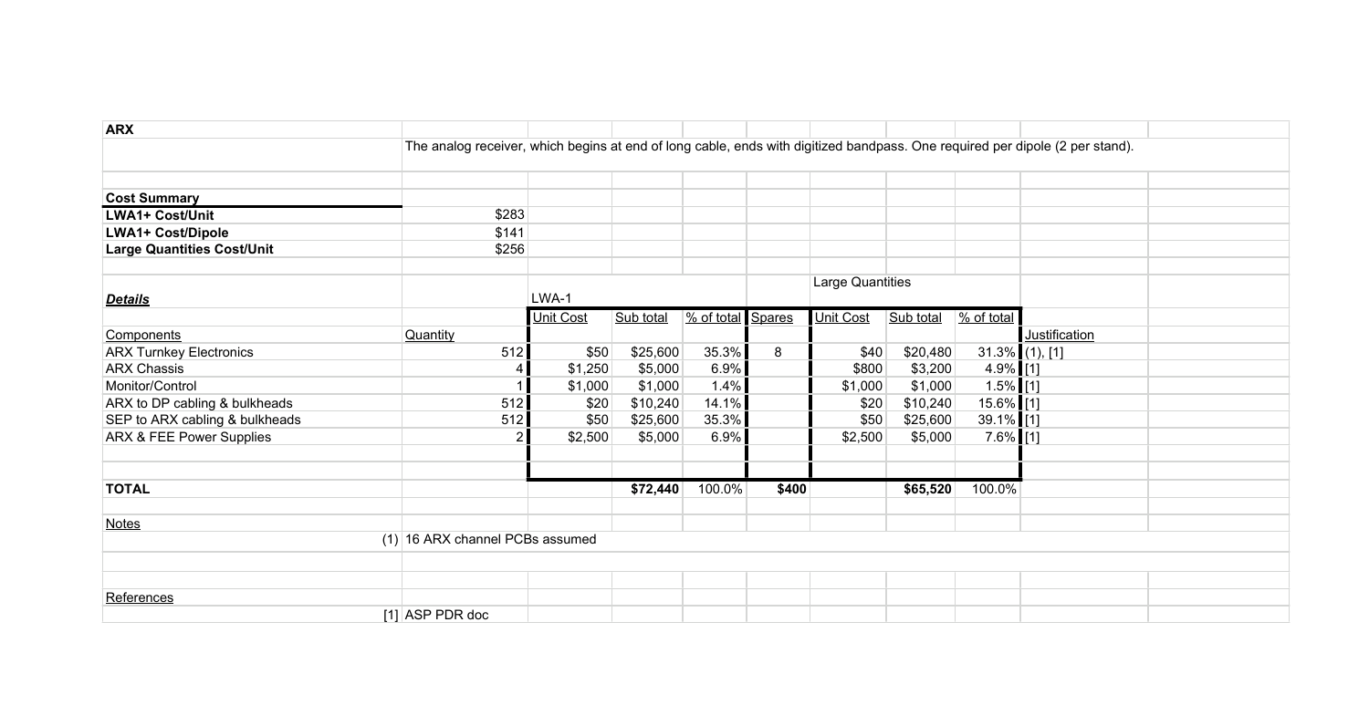**ARX**

The analog receiver, which begins at end of long cable, ends with digitized bandpass. One required per dipole (2 per stand).

| **Cost Summary** | |
|---|---|
| **LWA1+ Cost/Unit** | $283 |
| **LWA1+ Cost/Dipole** | $141 |
| **Large Quantities Cost/Unit** | $256 |

| ***Details*** | | LWA-1 | | | | Large Quantities | | | |
|---|---|---|---|---|---|---|---|---|---|
| | | Unit Cost | Sub total | % of total | Spares | Unit Cost | Sub total | % of total | |
| Components | Quantity | | | | | | | | Justification |
| ARX Turnkey Electronics | 512 | $50 | $25,600 | 35.3% | 8 | $40 | $20,480 | 31.3% | (1), [1] |
| ARX Chassis | 4 | $1,250 | $5,000 | 6.9% | | $800 | $3,200 | 4.9% | [1] |
| Monitor/Control | 1 | $1,000 | $1,000 | 1.4% | | $1,000 | $1,000 | 1.5% | [1] |
| ARX to DP cabling & bulkheads | 512 | $20 | $10,240 | 14.1% | | $20 | $10,240 | 15.6% | [1] |
| SEP to ARX cabling & bulkheads | 512 | $50 | $25,600 | 35.3% | | $50 | $25,600 | 39.1% | [1] |
| ARX & FEE Power Supplies | 2 | $2,500 | $5,000 | 6.9% | | $2,500 | $5,000 | 7.6% | [1] |
| **TOTAL** | | | **$72,440** | 100.0% | **$400** | | **$65,520** | 100.0% | |

Notes

(1) 16 ARX channel PCBs assumed

References

[1] ASP PDR doc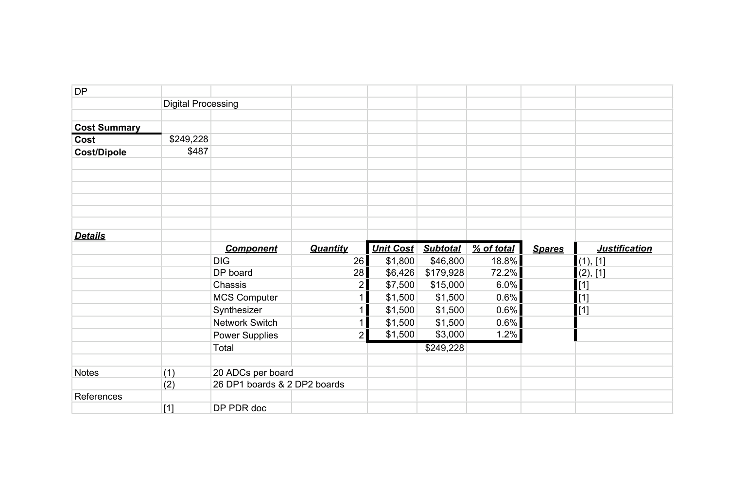DP

Digital Processing

| **Cost Summary** | |
|---|---|
| **Cost** | $249,228 |
| **Cost/Dipole** | $487 |

***Details***

| *Component* | *Quantity* | *Unit Cost* | *Subtotal* | *% of total* | *Spares* | *Justification* |
|---|---|---|---|---|---|---|
| DIG | 26 | $1,800 | $46,800 | 18.8% | | (1), [1] |
| DP board | 28 | $6,426 | $179,928 | 72.2% | | (2), [1] |
| Chassis | 2 | $7,500 | $15,000 | 6.0% | | [1] |
| MCS Computer | 1 | $1,500 | $1,500 | 0.6% | | [1] |
| Synthesizer | 1 | $1,500 | $1,500 | 0.6% | | [1] |
| Network Switch | 1 | $1,500 | $1,500 | 0.6% | | |
| Power Supplies | 2 | $1,500 | $3,000 | 1.2% | | |
| Total | | | $249,228 | | | |

Notes

(1) 20 ADCs per board

(2) 26 DP1 boards & 2 DP2 boards

References

[1] DP PDR doc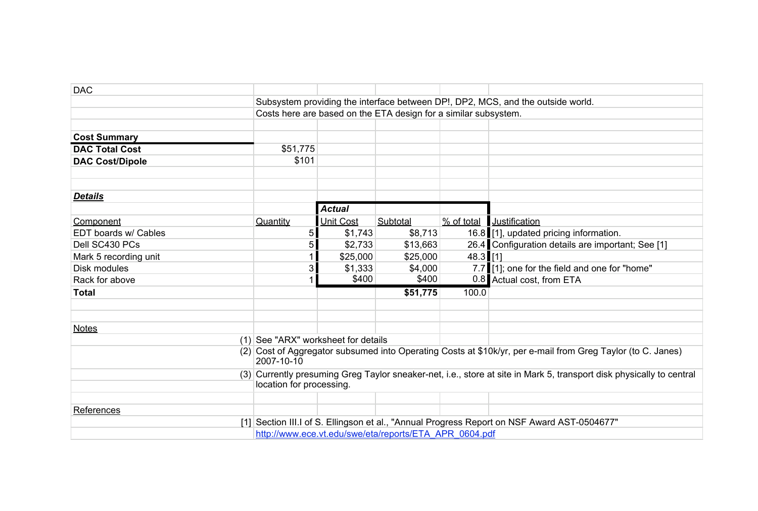# DAC

Subsystem providing the interface between DP!, DP2, MCS, and the outside world.
Costs here are based on the ETA design for a similar subsystem.

## Cost Summary

| | |
|---|---|
| **DAC Total Cost** | $51,775 |
| **DAC Cost/Dipole** | $101 |

## *Details*

| Component | Quantity | *Actual* Unit Cost | Subtotal | % of total | Justification |
|---|---|---|---|---|---|
| EDT boards w/ Cables | 5 | $1,743 | $8,713 | 16.8 | [1], updated pricing information. |
| Dell SC430 PCs | 5 | $2,733 | $13,663 | 26.4 | Configuration details are important; See [1] |
| Mark 5 recording unit | 1 | $25,000 | $25,000 | 48.3 | [1] |
| Disk modules | 3 | $1,333 | $4,000 | 7.7 | [1]; one for the field and one for "home" |
| Rack for above | 1 | $400 | $400 | 0.8 | Actual cost, from ETA |
| **Total** | | | **$51,775** | 100.0 | |

## Notes

(1) See "ARX" worksheet for details

(2) Cost of Aggregator subsumed into Operating Costs at $10k/yr, per e-mail from Greg Taylor (to C. Janes) 2007-10-10

(3) Currently presuming Greg Taylor sneaker-net, i.e., store at site in Mark 5, transport disk physically to central location for processing.

## References

[1] Section III.I of S. Ellingson et al., "Annual Progress Report on NSF Award AST-0504677"
http://www.ece.vt.edu/swe/eta/reports/ETA_APR_0604.pdf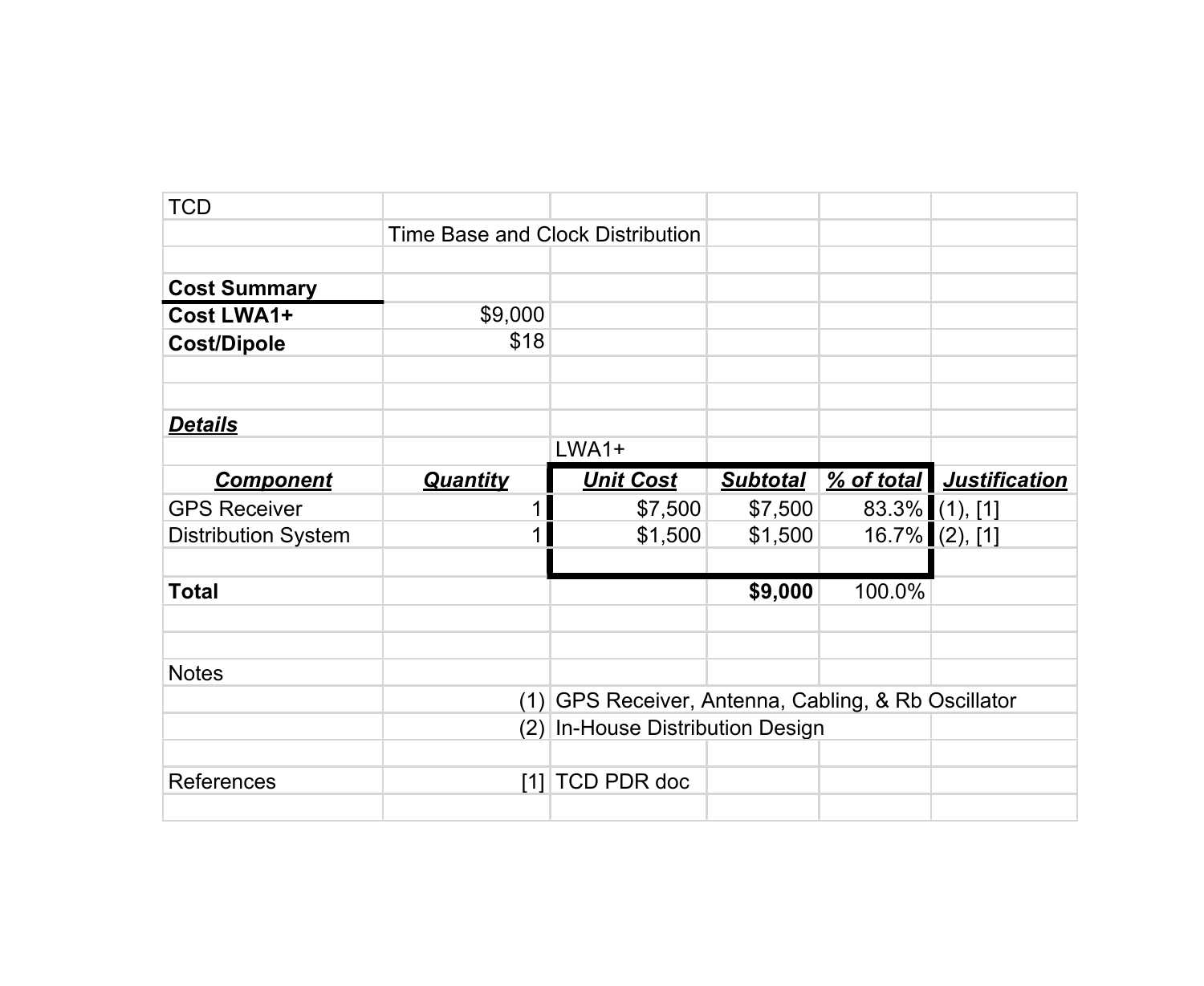TCD

Time Base and Clock Distribution

**Cost Summary**

| | |
|---|---|
| **Cost LWA1+** | $9,000 |
| **Cost/Dipole** | $18 |

***Details***

| | | LWA1+ | | | |
|---|---|---|---|---|---|
| ***Component*** | ***Quantity*** | ***Unit Cost*** | ***Subtotal*** | ***% of total*** | ***Justification*** |
| GPS Receiver | 1 | $7,500 | $7,500 | 83.3% | (1), [1] |
| Distribution System | 1 | $1,500 | $1,500 | 16.7% | (2), [1] |
| | | | | | |
| **Total** | | | **$9,000** | 100.0% | |

Notes

(1) GPS Receiver, Antenna, Cabling, & Rb Oscillator

(2) In-House Distribution Design

References

[1] TCD PDR doc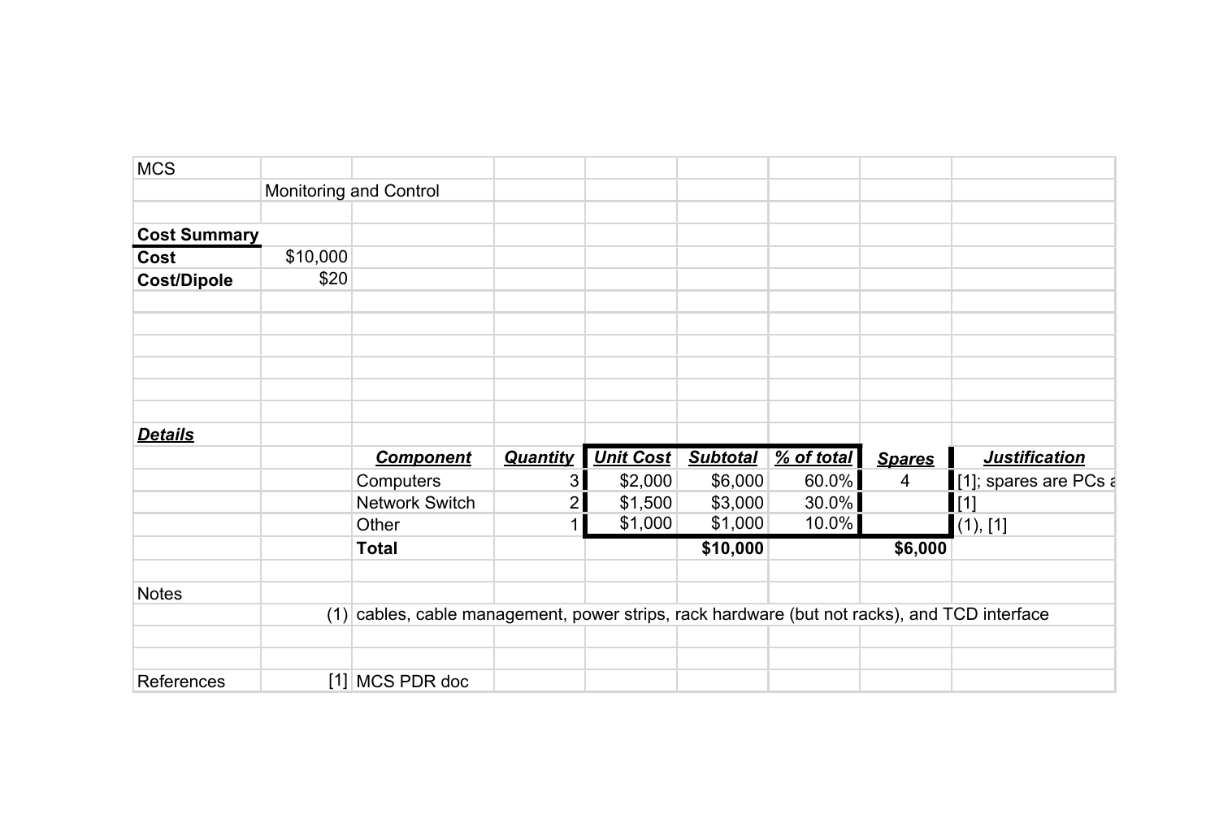MCS

Monitoring and Control

**Cost Summary**

| | |
|---|---|
| **Cost** | $10,000 |
| **Cost/Dipole** | $20 |

***Details***

| ***Component*** | ***Quantity*** | ***Unit Cost*** | ***Subtotal*** | ***% of total*** | ***Spares*** | ***Justification*** |
|---|---|---|---|---|---|---|
| Computers | 3 | $2,000 | $6,000 | 60.0% | 4 | [1]; spares are PCs a |
| Network Switch | 2 | $1,500 | $3,000 | 30.0% | | [1] |
| Other | 1 | $1,000 | $1,000 | 10.0% | | (1), [1] |
| **Total** | | | **$10,000** | | **$6,000** | |

Notes

(1) cables, cable management, power strips, rack hardware (but not racks), and TCD interface

References

[1] MCS PDR doc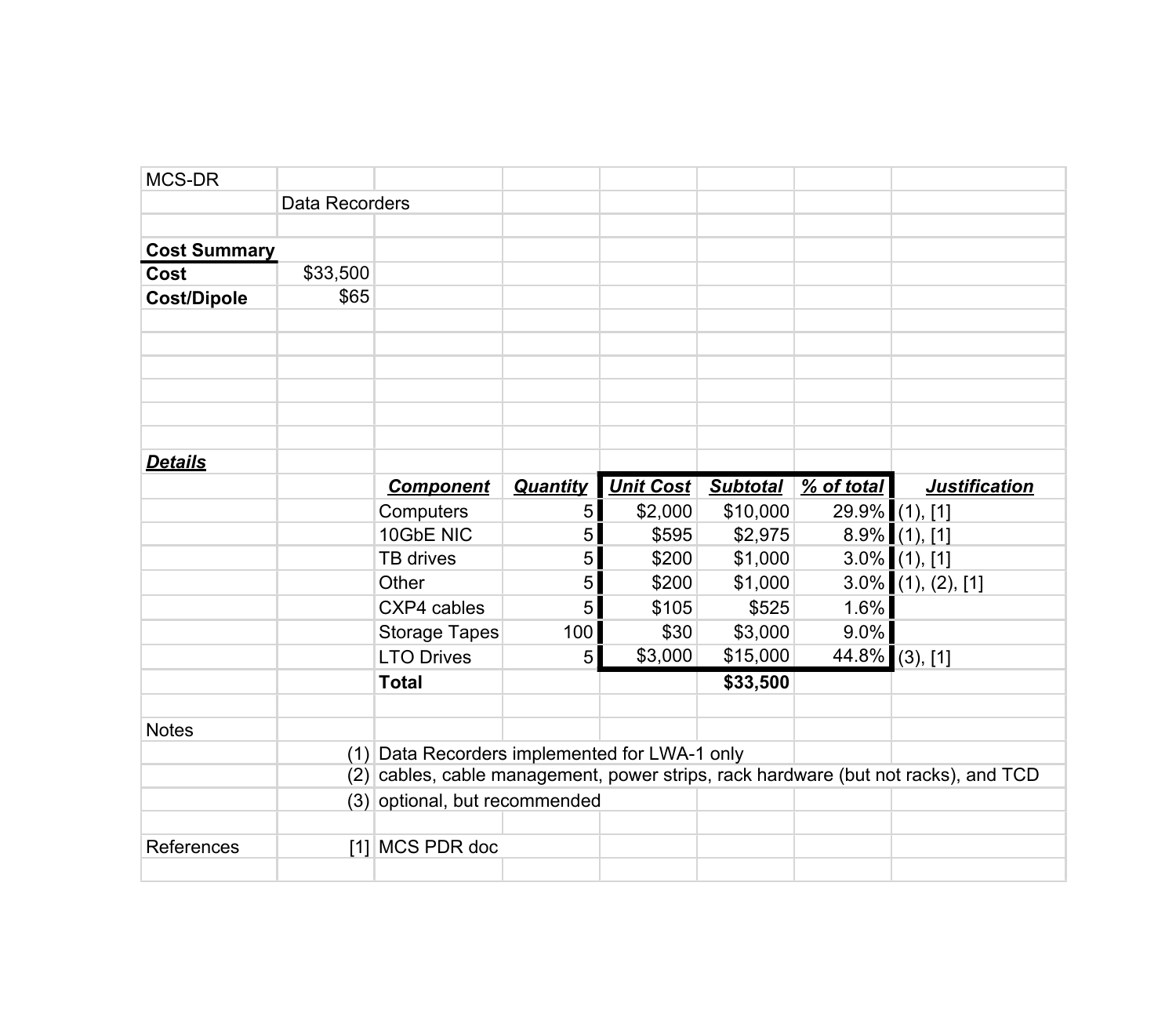MCS-DR

Data Recorders

**Cost Summary**

| | |
|---|---|
| **Cost** | $33,500 |
| **Cost/Dipole** | $65 |

***Details***

| Component | Quantity | Unit Cost | Subtotal | % of total | Justification |
|---|---|---|---|---|---|
| Computers | 5 | $2,000 | $10,000 | 29.9% | (1), [1] |
| 10GbE NIC | 5 | $595 | $2,975 | 8.9% | (1), [1] |
| TB drives | 5 | $200 | $1,000 | 3.0% | (1), [1] |
| Other | 5 | $200 | $1,000 | 3.0% | (1), (2), [1] |
| CXP4 cables | 5 | $105 | $525 | 1.6% | |
| Storage Tapes | 100 | $30 | $3,000 | 9.0% | |
| LTO Drives | 5 | $3,000 | $15,000 | 44.8% | (3), [1] |
| **Total** | | | **$33,500** | | |

Notes

(1) Data Recorders implemented for LWA-1 only
(2) cables, cable management, power strips, rack hardware (but not racks), and TCD
(3) optional, but recommended

References

[1] MCS PDR doc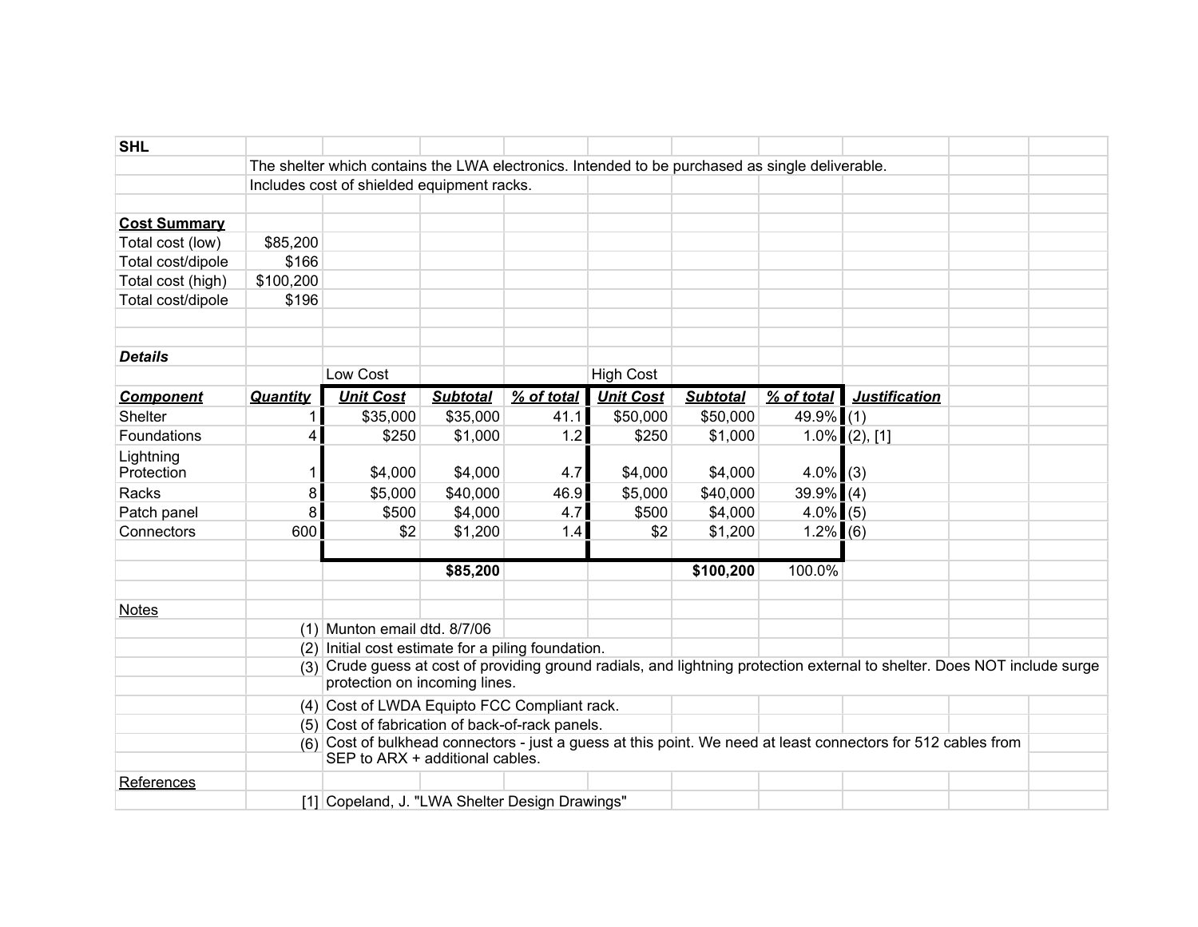**SHL**

The shelter which contains the LWA electronics. Intended to be purchased as single deliverable.
Includes cost of shielded equipment racks.

**Cost Summary**

| | |
|---|---|
| Total cost (low) | $85,200 |
| Total cost/dipole | $166 |
| Total cost (high) | $100,200 |
| Total cost/dipole | $196 |

***Details***

| | | Low Cost | | | High Cost | | | |
|---|---|---|---|---|---|---|---|---|
| ***Component*** | ***Quantity*** | ***Unit Cost*** | ***Subtotal*** | ***% of total*** | ***Unit Cost*** | ***Subtotal*** | ***% of total*** | ***Justification*** |
| Shelter | 1 | $35,000 | $35,000 | 41.1 | $50,000 | $50,000 | 49.9% | (1) |
| Foundations | 4 | $250 | $1,000 | 1.2 | $250 | $1,000 | 1.0% | (2), [1] |
| Lightning Protection | 1 | $4,000 | $4,000 | 4.7 | $4,000 | $4,000 | 4.0% | (3) |
| Racks | 8 | $5,000 | $40,000 | 46.9 | $5,000 | $40,000 | 39.9% | (4) |
| Patch panel | 8 | $500 | $4,000 | 4.7 | $500 | $4,000 | 4.0% | (5) |
| Connectors | 600 | $2 | $1,200 | 1.4 | $2 | $1,200 | 1.2% | (6) |
| | | | | | | | | |
| | | | **$85,200** | | | **$100,200** | 100.0% | |

Notes

(1) Munton email dtd. 8/7/06
(2) Initial cost estimate for a piling foundation.
(3) Crude guess at cost of providing ground radials, and lightning protection external to shelter. Does NOT include surge protection on incoming lines.
(4) Cost of LWDA Equipto FCC Compliant rack.
(5) Cost of fabrication of back-of-rack panels.
(6) Cost of bulkhead connectors - just a guess at this point. We need at least connectors for 512 cables from SEP to ARX + additional cables.

References

[1] Copeland, J. "LWA Shelter Design Drawings"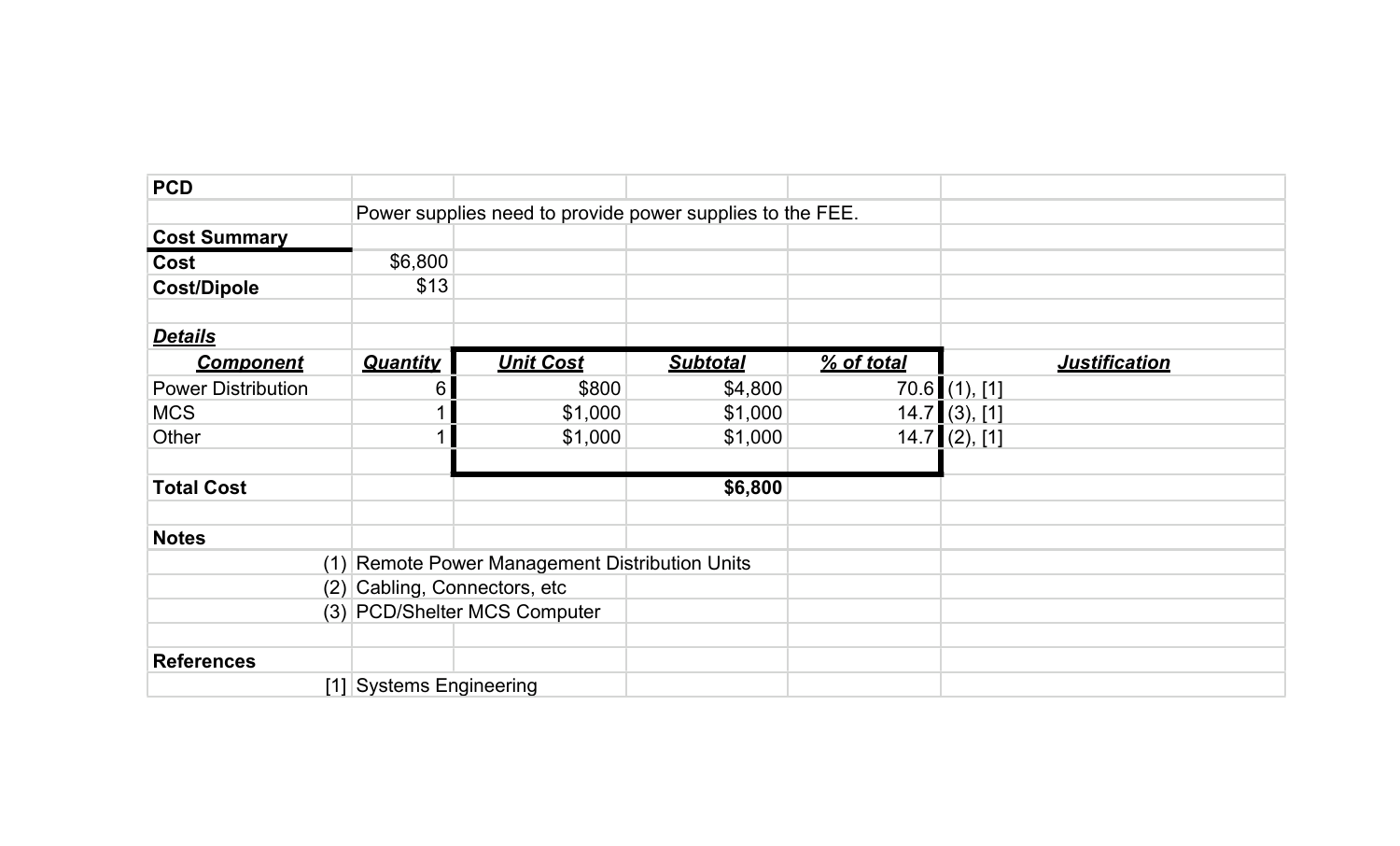**PCD**

Power supplies need to provide power supplies to the FEE.

**Cost Summary**

| | |
|---|---|
| **Cost** | $6,800 |
| **Cost/Dipole** | $13 |

***Details***

| Component | Quantity | Unit Cost | Subtotal | % of total | Justification |
|---|---|---|---|---|---|
| Power Distribution | 6 | $800 | $4,800 | 70.6 | (1), [1] |
| MCS | 1 | $1,000 | $1,000 | 14.7 | (3), [1] |
| Other | 1 | $1,000 | $1,000 | 14.7 | (2), [1] |
| | | | | | |
| **Total Cost** | | | **$6,800** | | |

**Notes**

(1) Remote Power Management Distribution Units
(2) Cabling, Connectors, etc
(3) PCD/Shelter MCS Computer

**References**

[1] Systems Engineering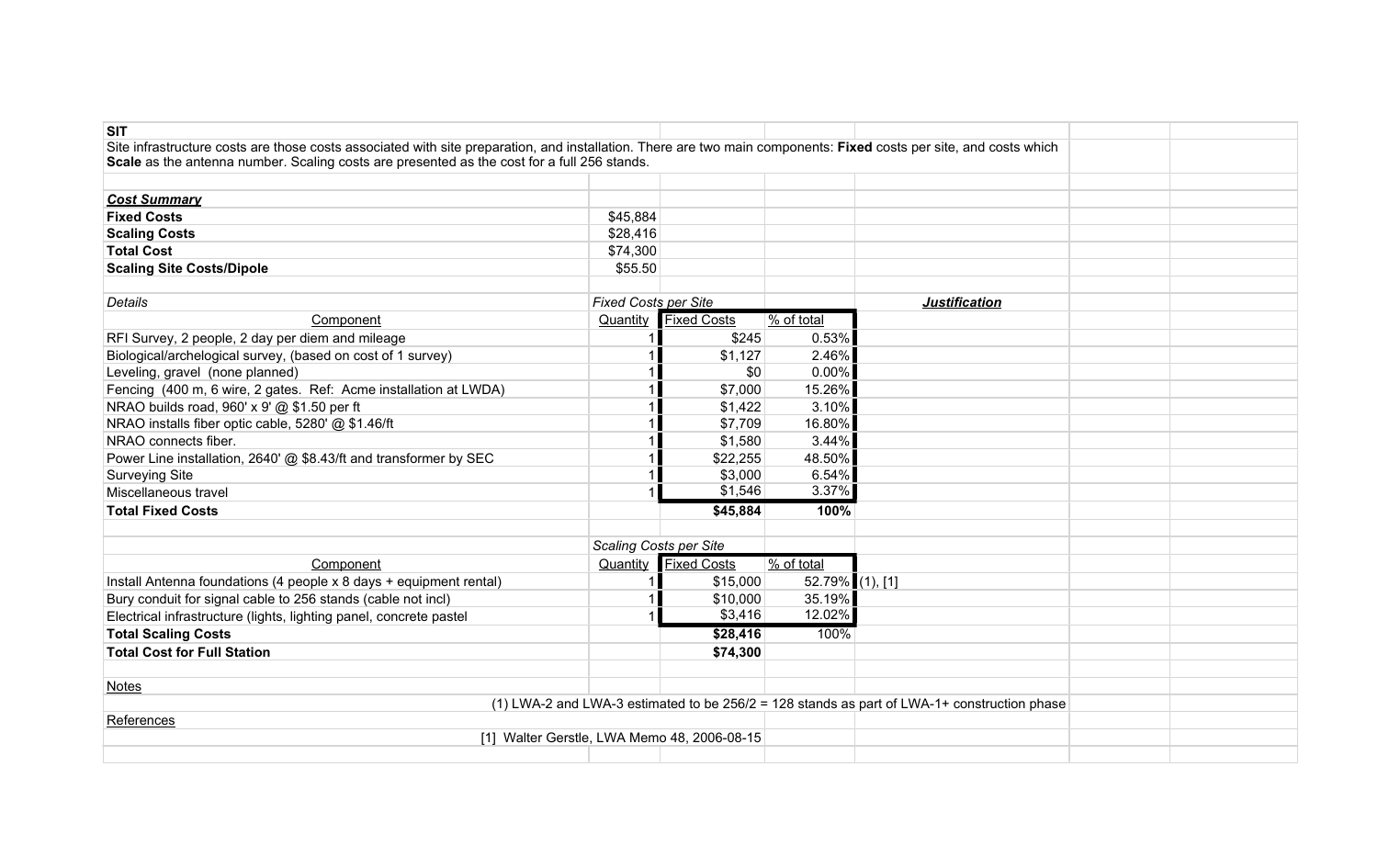**SIT**

Site infrastructure costs are those costs associated with site preparation, and installation. There are two main components: **Fixed** costs per site, and costs which **Scale** as the antenna number. Scaling costs are presented as the cost for a full 256 stands.

***Cost Summary***

| | |
|---|---|
| **Fixed Costs** | $45,884 |
| **Scaling Costs** | $28,416 |
| **Total Cost** | $74,300 |
| **Scaling Site Costs/Dipole** | $55.50 |

*Details*

| Component | *Fixed Costs per Site* Quantity | Fixed Costs | % of total | ***Justification*** |
|---|---|---|---|---|
| RFI Survey, 2 people, 2 day per diem and mileage | 1 | $245 | 0.53% | |
| Biological/archelogical survey, (based on cost of 1 survey) | 1 | $1,127 | 2.46% | |
| Leveling, gravel (none planned) | 1 | $0 | 0.00% | |
| Fencing (400 m, 6 wire, 2 gates. Ref: Acme installation at LWDA) | 1 | $7,000 | 15.26% | |
| NRAO builds road, 960' x 9' @ $1.50 per ft | 1 | $1,422 | 3.10% | |
| NRAO installs fiber optic cable, 5280' @ $1.46/ft | 1 | $7,709 | 16.80% | |
| NRAO connects fiber. | 1 | $1,580 | 3.44% | |
| Power Line installation, 2640' @ $8.43/ft and transformer by SEC | 1 | $22,255 | 48.50% | |
| Surveying Site | 1 | $3,000 | 6.54% | |
| Miscellaneous travel | 1 | $1,546 | 3.37% | |
| **Total Fixed Costs** | | **$45,884** | **100%** | |

| Component | *Scaling Costs per Site* Quantity | Fixed Costs | % of total | |
|---|---|---|---|---|
| Install Antenna foundations (4 people x 8 days + equipment rental) | 1 | $15,000 | 52.79% | (1), [1] |
| Bury conduit for signal cable to 256 stands (cable not incl) | 1 | $10,000 | 35.19% | |
| Electrical infrastructure (lights, lighting panel, concrete pastel | 1 | $3,416 | 12.02% | |
| **Total Scaling Costs** | | **$28,416** | 100% | |
| **Total Cost for Full Station** | | **$74,300** | | |

Notes

(1) LWA-2 and LWA-3 estimated to be 256/2 = 128 stands as part of LWA-1+ construction phase

References

[1] Walter Gerstle, LWA Memo 48, 2006-08-15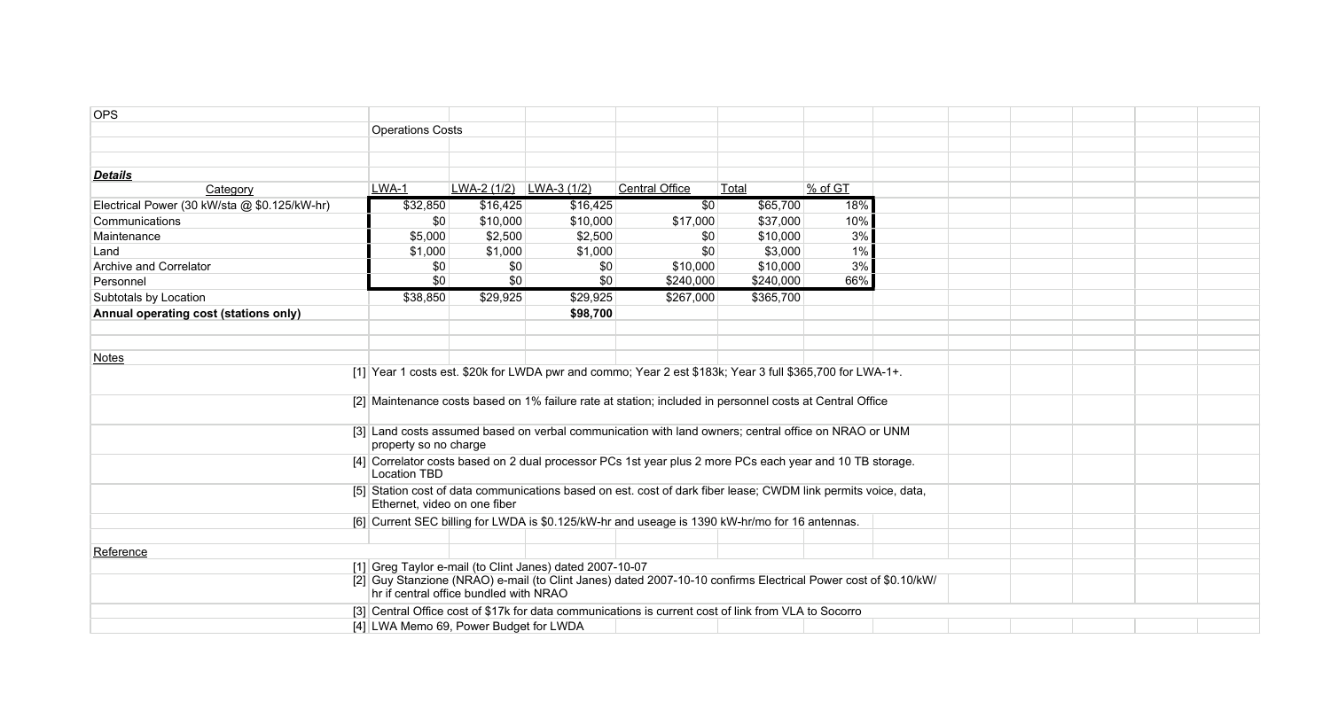OPS

Operations Costs

***Details***

| Category | LWA-1 | LWA-2 (1/2) | LWA-3 (1/2) | Central Office | Total | % of GT |
|---|---|---|---|---|---|---|
| Electrical Power (30 kW/sta @ $0.125/kW-hr) | $32,850 | $16,425 | $16,425 | $0 | $65,700 | 18% |
| Communications | $0 | $10,000 | $10,000 | $17,000 | $37,000 | 10% |
| Maintenance | $5,000 | $2,500 | $2,500 | $0 | $10,000 | 3% |
| Land | $1,000 | $1,000 | $1,000 | $0 | $3,000 | 1% |
| Archive and Correlator | $0 | $0 | $0 | $10,000 | $10,000 | 3% |
| Personnel | $0 | $0 | $0 | $240,000 | $240,000 | 66% |
| Subtotals by Location | $38,850 | $29,925 | $29,925 | $267,000 | $365,700 | |
| **Annual operating cost (stations only)** | | | **$98,700** | | | |

Notes

[1] Year 1 costs est. $20k for LWDA pwr and commo; Year 2 est $183k; Year 3 full $365,700 for LWA-1+.

[2] Maintenance costs based on 1% failure rate at station; included in personnel costs at Central Office

[3] Land costs assumed based on verbal communication with land owners; central office on NRAO or UNM property so no charge

[4] Correlator costs based on 2 dual processor PCs 1st year plus 2 more PCs each year and 10 TB storage. Location TBD

[5] Station cost of data communications based on est. cost of dark fiber lease; CWDM link permits voice, data, Ethernet, video on one fiber

[6] Current SEC billing for LWDA is $0.125/kW-hr and useage is 1390 kW-hr/mo for 16 antennas.

Reference

[1] Greg Taylor e-mail (to Clint Janes) dated 2007-10-07

[2] Guy Stanzione (NRAO) e-mail (to Clint Janes) dated 2007-10-10 confirms Electrical Power cost of $0.10/kW/hr if central office bundled with NRAO

[3] Central Office cost of $17k for data communications is current cost of link from VLA to Socorro

[4] LWA Memo 69, Power Budget for LWDA